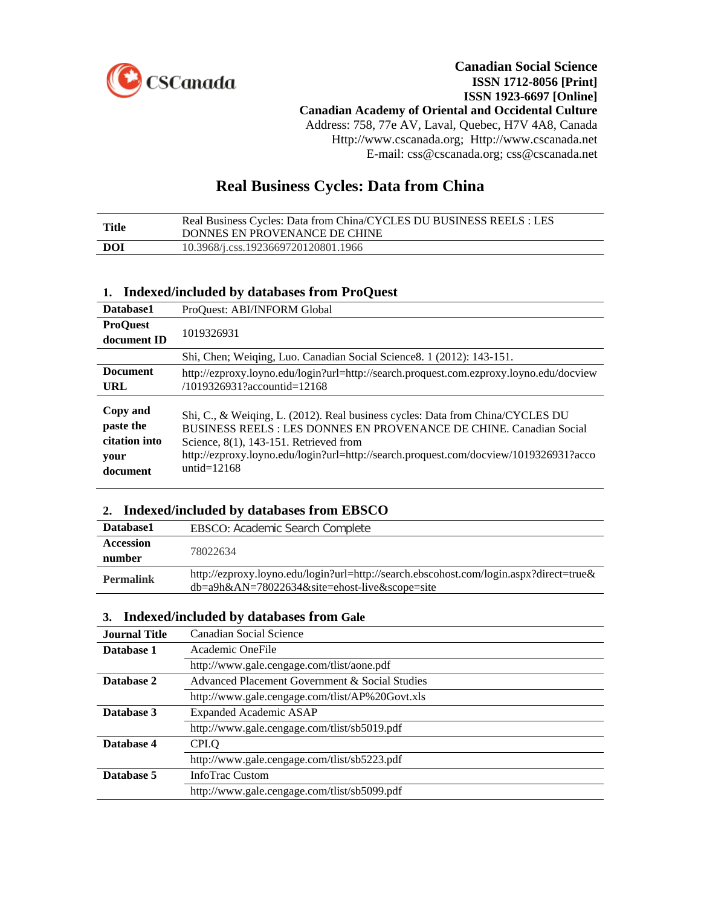CSCanada

**Canadian Social Science**
**ISSN 1712-8056 [Print]**
**ISSN 1923-6697 [Online]**
**Canadian Academy of Oriental and Occidental Culture**
Address: 758, 77e AV, Laval, Quebec, H7V 4A8, Canada
Http://www.cscanada.org; Http://www.cscanada.net
E-mail: css@cscanada.org; css@cscanada.net

# Real Business Cycles: Data from China

| | |
|---|---|
| **Title** | Real Business Cycles: Data from China/CYCLES DU BUSINESS REELS : LES DONNES EN PROVENANCE DE CHINE |
| **DOI** | 10.3968/j.css.1923669720120801.1966 |

## 1. Indexed/included by databases from ProQuest

| | |
|---|---|
| **Database1** | ProQuest: ABI/INFORM Global |
| **ProQuest document ID** | 1019326931 |
| | Shi, Chen; Weiqing, Luo. Canadian Social Science8. 1 (2012): 143-151. |
| **Document URL** | http://ezproxy.loyno.edu/login?url=http://search.proquest.com.ezproxy.loyno.edu/docview/1019326931?accountid=12168 |
| **Copy and paste the citation into your document** | Shi, C., & Weiqing, L. (2012). Real business cycles: Data from China/CYCLES DU BUSINESS REELS : LES DONNES EN PROVENANCE DE CHINE. Canadian Social Science, 8(1), 143-151. Retrieved from http://ezproxy.loyno.edu/login?url=http://search.proquest.com/docview/1019326931?accountid=12168 |

## 2. Indexed/included by databases from EBSCO

| | |
|---|---|
| **Database1** | EBSCO: Academic Search Complete |
| **Accession number** | 78022634 |
| **Permalink** | http://ezproxy.loyno.edu/login?url=http://search.ebscohost.com/login.aspx?direct=true&db=a9h&AN=78022634&site=ehost-live&scope=site |

## 3. Indexed/included by databases from Gale

| | |
|---|---|
| **Journal Title** | Canadian Social Science |
| **Database 1** | Academic OneFile |
| | http://www.gale.cengage.com/tlist/aone.pdf |
| **Database 2** | Advanced Placement Government & Social Studies |
| | http://www.gale.cengage.com/tlist/AP%20Govt.xls |
| **Database 3** | Expanded Academic ASAP |
| | http://www.gale.cengage.com/tlist/sb5019.pdf |
| **Database 4** | CPI.Q |
| | http://www.gale.cengage.com/tlist/sb5223.pdf |
| **Database 5** | InfoTrac Custom |
| | http://www.gale.cengage.com/tlist/sb5099.pdf |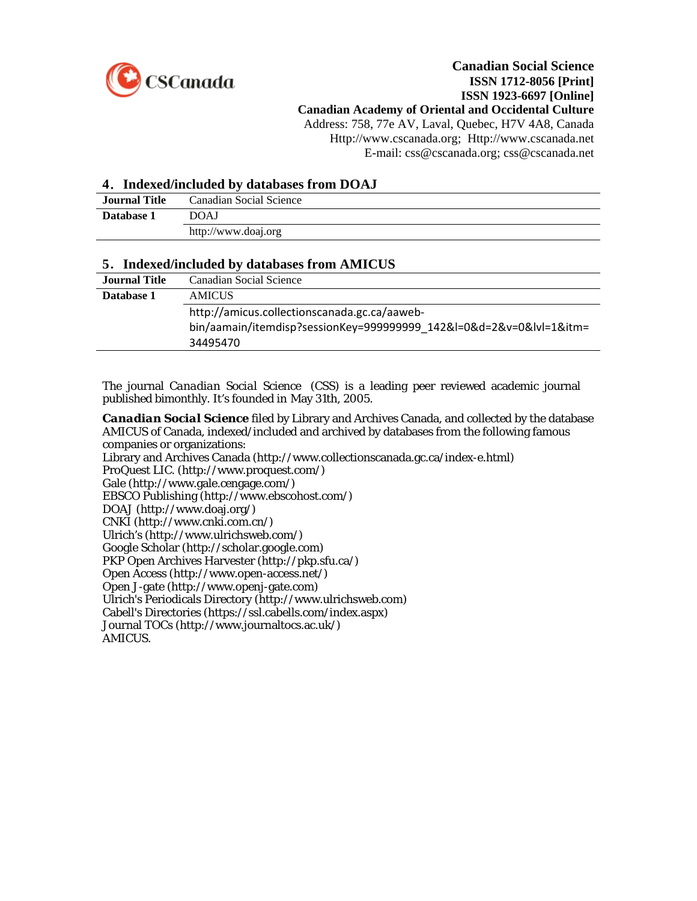**Canadian Social Science**
**ISSN 1712-8056 [Print]**
**ISSN 1923-6697 [Online]**
**Canadian Academy of Oriental and Occidental Culture**
Address: 758, 77e AV, Laval, Quebec, H7V 4A8, Canada
Http://www.cscanada.org; Http://www.cscanada.net
E-mail: css@cscanada.org; css@cscanada.net

## 4. Indexed/included by databases from DOAJ

| | |
|---|---|
| **Journal Title** | Canadian Social Science |
| **Database 1** | DOAJ |
| | http://www.doaj.org |

## 5. Indexed/included by databases from AMICUS

| | |
|---|---|
| **Journal Title** | Canadian Social Science |
| **Database 1** | AMICUS |
| | http://amicus.collectionscanada.gc.ca/aaweb-bin/aamain/itemdisp?sessionKey=999999999_142&l=0&d=2&v=0&lvl=1&itm=34495470 |

The journal *Canadian Social Science* (CSS) is a leading peer reviewed academic journal published bimonthly. It's founded in May 31th, 2005.

***Canadian Social Science*** filed by Library and Archives Canada, and collected by the database AMICUS of Canada, indexed/included and archived by databases from the following famous companies or organizations:

Library and Archives Canada (http://www.collectionscanada.gc.ca/index-e.html)
ProQuest LIC. (http://www.proquest.com/)
Gale (http://www.gale.cengage.com/)
EBSCO Publishing (http://www.ebscohost.com/)
DOAJ (http://www.doaj.org/)
CNKI (http://www.cnki.com.cn/)
Ulrich's (http://www.ulrichsweb.com/)
Google Scholar (http://scholar.google.com)
PKP Open Archives Harvester (http://pkp.sfu.ca/)
Open Access (http://www.open-access.net/)
Open J-gate (http://www.openj-gate.com)
Ulrich's Periodicals Directory (http://www.ulrichsweb.com)
Cabell's Directories (https://ssl.cabells.com/index.aspx)
Journal TOCs (http://www.journaltocs.ac.uk/)
AMICUS.